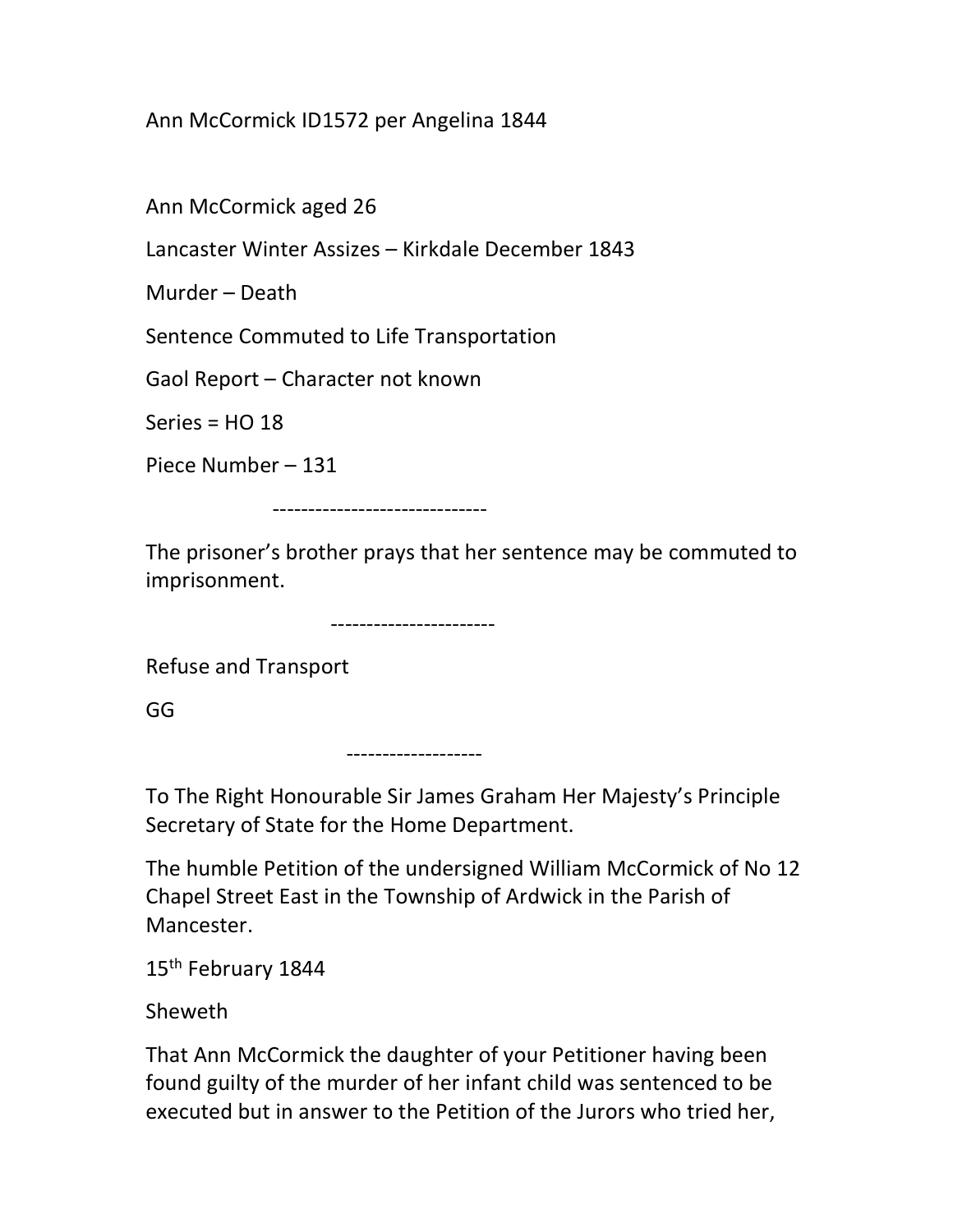Ann McCormick ID1572 per Angelina 1844

Ann McCormick aged 26

Lancaster Winter Assizes – Kirkdale December 1843

Murder – Death

Sentence Commuted to Life Transportation

Gaol Report – Character not known

Series = HO 18

Piece Number – 131

------------------------------

The prisoner's brother prays that her sentence may be commuted to imprisonment.

-----------------------

Refuse and Transport

GG

-------------------

To The Right Honourable Sir James Graham Her Majesty's Principle Secretary of State for the Home Department.

The humble Petition of the undersigned William McCormick of No 12 Chapel Street East in the Township of Ardwick in the Parish of Mancester.

15th February 1844

Sheweth

That Ann McCormick the daughter of your Petitioner having been found guilty of the murder of her infant child was sentenced to be executed but in answer to the Petition of the Jurors who tried her,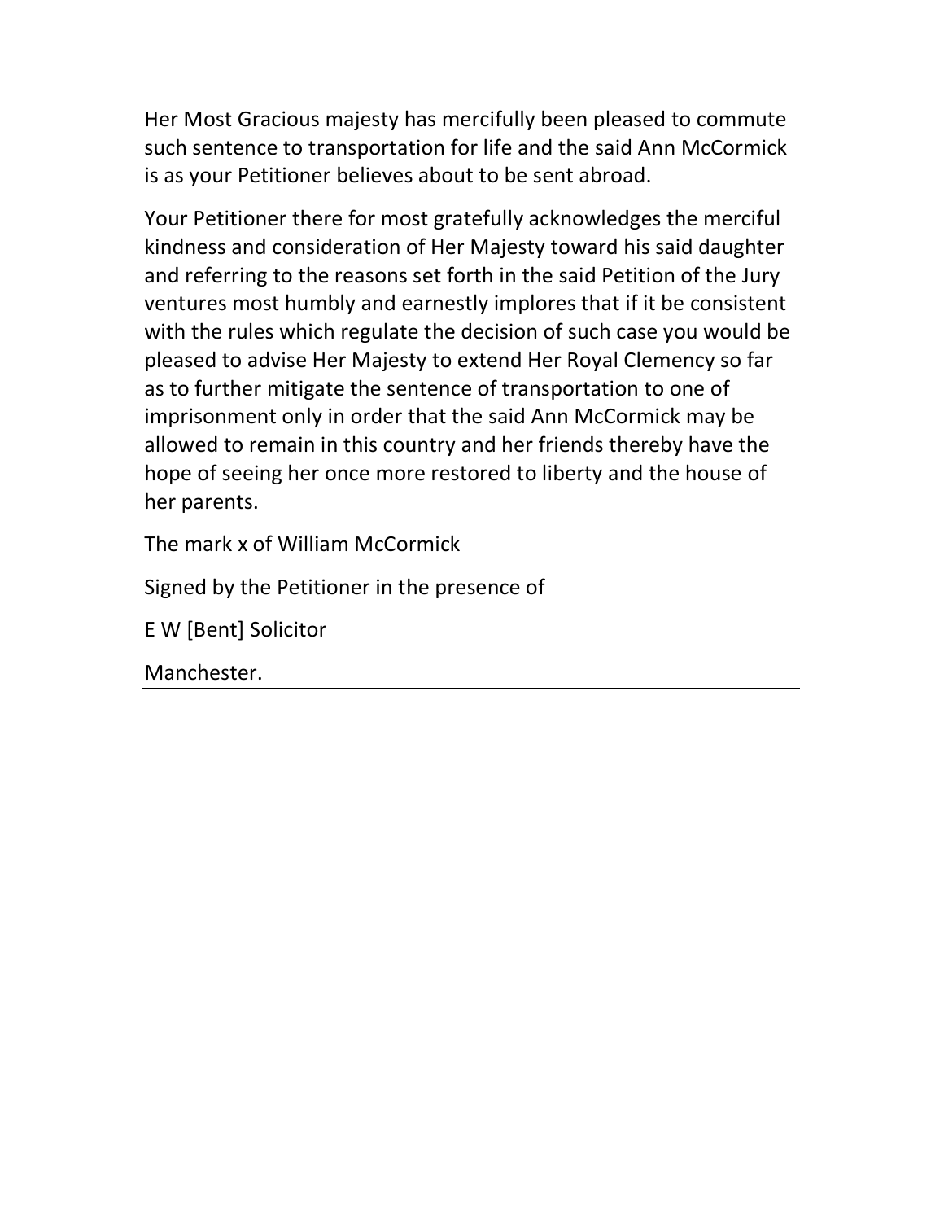Her Most Gracious majesty has mercifully been pleased to commute such sentence to transportation for life and the said Ann McCormick is as your Petitioner believes about to be sent abroad.

Your Petitioner there for most gratefully acknowledges the merciful kindness and consideration of Her Majesty toward his said daughter and referring to the reasons set forth in the said Petition of the Jury ventures most humbly and earnestly implores that if it be consistent with the rules which regulate the decision of such case you would be pleased to advise Her Majesty to extend Her Royal Clemency so far as to further mitigate the sentence of transportation to one of imprisonment only in order that the said Ann McCormick may be allowed to remain in this country and her friends thereby have the hope of seeing her once more restored to liberty and the house of her parents.

The mark x of William McCormick

Signed by the Petitioner in the presence of

E W [Bent] Solicitor

Manchester.

---